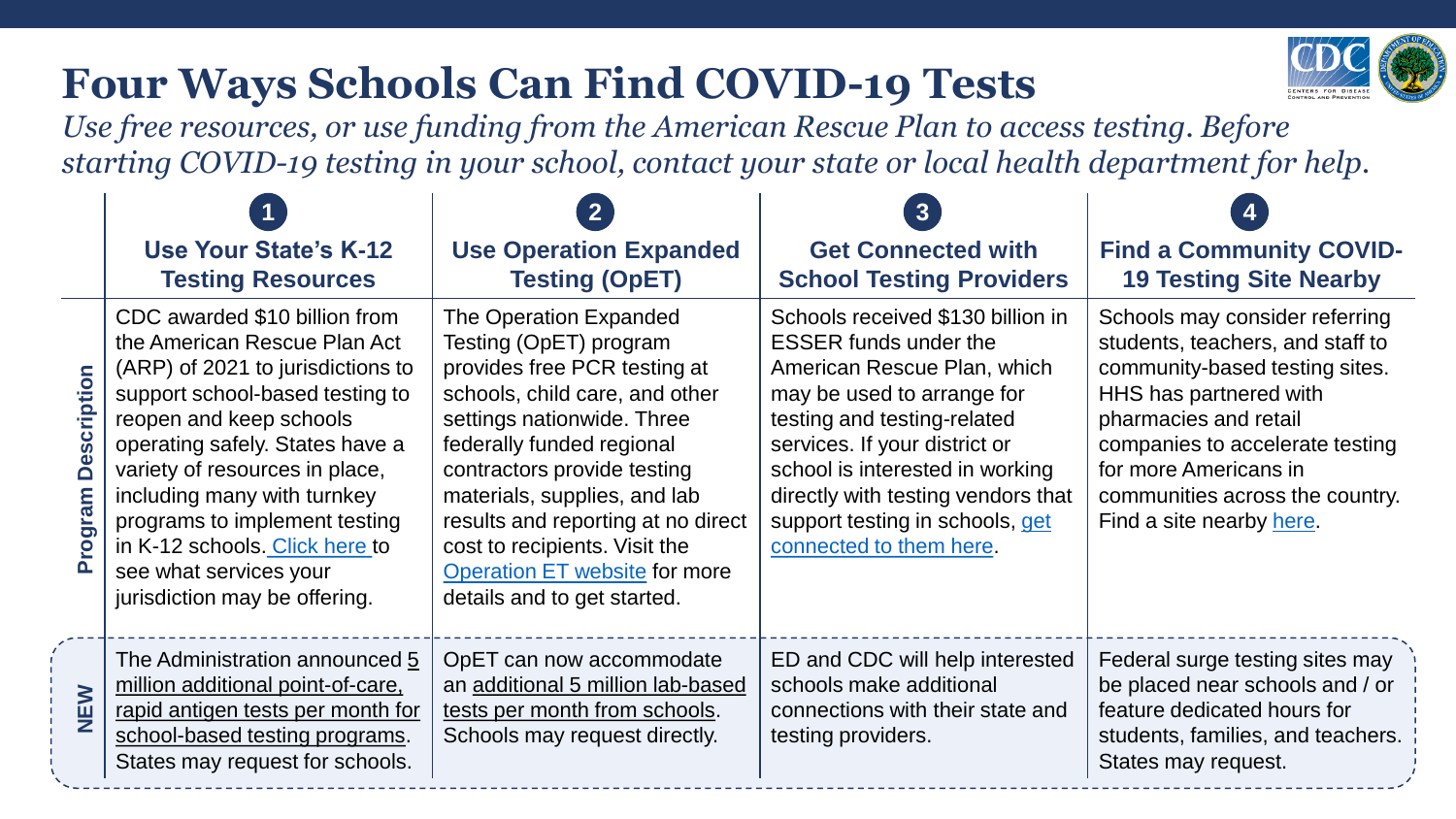# Four Ways Schools Can Find COVID-19 Tests

*Use free resources, or use funding from the American Rescue Plan to access testing. Before starting COVID-19 testing in your school, contact your state or local health department for help.*

| | 1 Use Your State's K-12 Testing Resources | 2 Use Operation Expanded Testing (OpET) | 3 Get Connected with School Testing Providers | 4 Find a Community COVID-19 Testing Site Nearby |
|---|---|---|---|---|
| **Program Description** | CDC awarded $10 billion from the American Rescue Plan Act (ARP) of 2021 to jurisdictions to support school-based testing to reopen and keep schools operating safely. States have a variety of resources in place, including many with turnkey programs to implement testing in K-12 schools. Click here to see what services your jurisdiction may be offering. | The Operation Expanded Testing (OpET) program provides free PCR testing at schools, child care, and other settings nationwide. Three federally funded regional contractors provide testing materials, supplies, and lab results and reporting at no direct cost to recipients. Visit the Operation ET website for more details and to get started. | Schools received $130 billion in ESSER funds under the American Rescue Plan, which may be used to arrange for testing and testing-related services. If your district or school is interested in working directly with testing vendors that support testing in schools, get connected to them here. | Schools may consider referring students, teachers, and staff to community-based testing sites. HHS has partnered with pharmacies and retail companies to accelerate testing for more Americans in communities across the country. Find a site nearby here. |
| **NEW** | The Administration announced 5 million additional point-of-care, rapid antigen tests per month for school-based testing programs. States may request for schools. | OpET can now accommodate an additional 5 million lab-based tests per month from schools. Schools may request directly. | ED and CDC will help interested schools make additional connections with their state and testing providers. | Federal surge testing sites may be placed near schools and / or feature dedicated hours for students, families, and teachers. States may request. |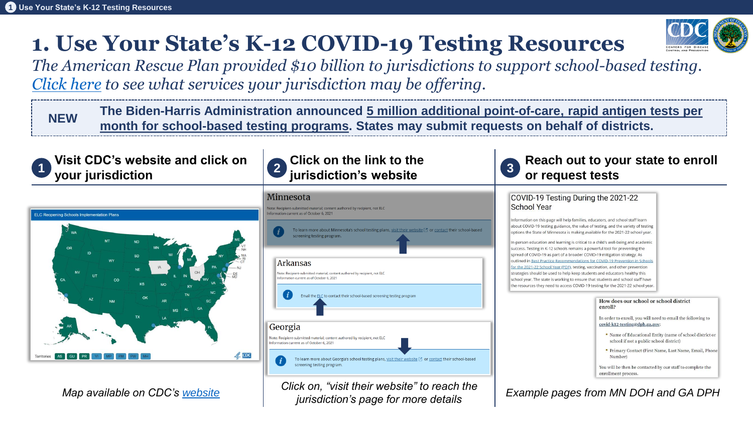# 1. Use Your State's K-12 COVID-19 Testing Resources

*The American Rescue Plan provided $10 billion to jurisdictions to support school-based testing. Click here to see what services your jurisdiction may be offering.*

**NEW** — **The Biden-Harris Administration announced 5 million additional point-of-care, rapid antigen tests per month for school-based testing programs. States may submit requests on behalf of districts.**

## 1 Visit CDC's website and click on your jurisdiction

*Map available on CDC's website*

## 2 Click on the link to the jurisdiction's website

*Click on, "visit their website" to reach the jurisdiction's page for more details*

## 3 Reach out to your state to enroll or request tests

*Example pages from MN DOH and GA DPH*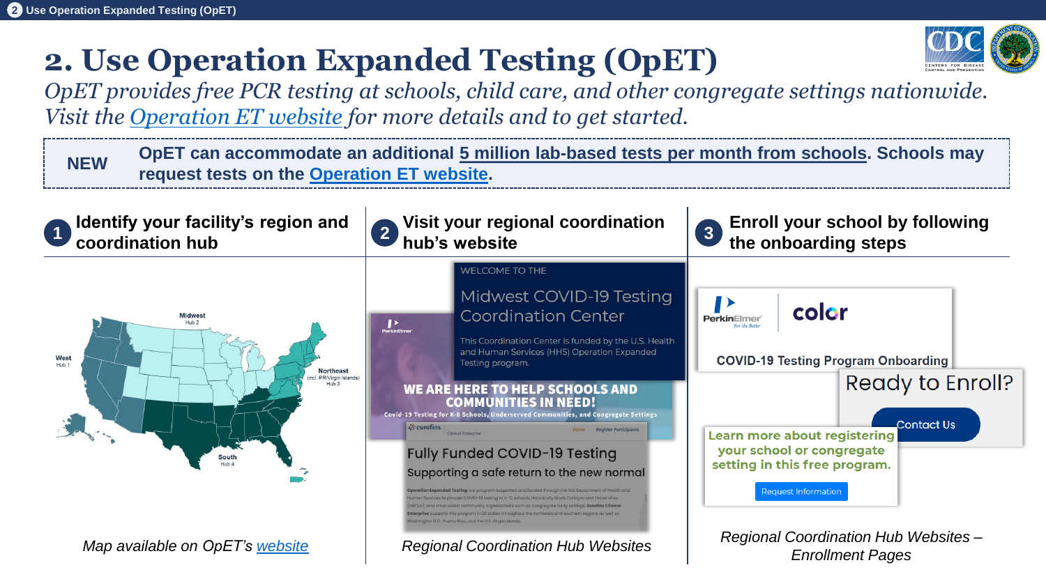# 2. Use Operation Expanded Testing (OpET)

*OpET provides free PCR testing at schools, child care, and other congregate settings nationwide. Visit the Operation ET website for more details and to get started.*

**NEW** — **OpET can accommodate an additional 5 million lab-based tests per month from schools. Schools may request tests on the Operation ET website.**

### 1 Identify your facility's region and coordination hub

*Map available on OpET's website*

### 2 Visit your regional coordination hub's website

*Regional Coordination Hub Websites*

### 3 Enroll your school by following the onboarding steps

*Regional Coordination Hub Websites – Enrollment Pages*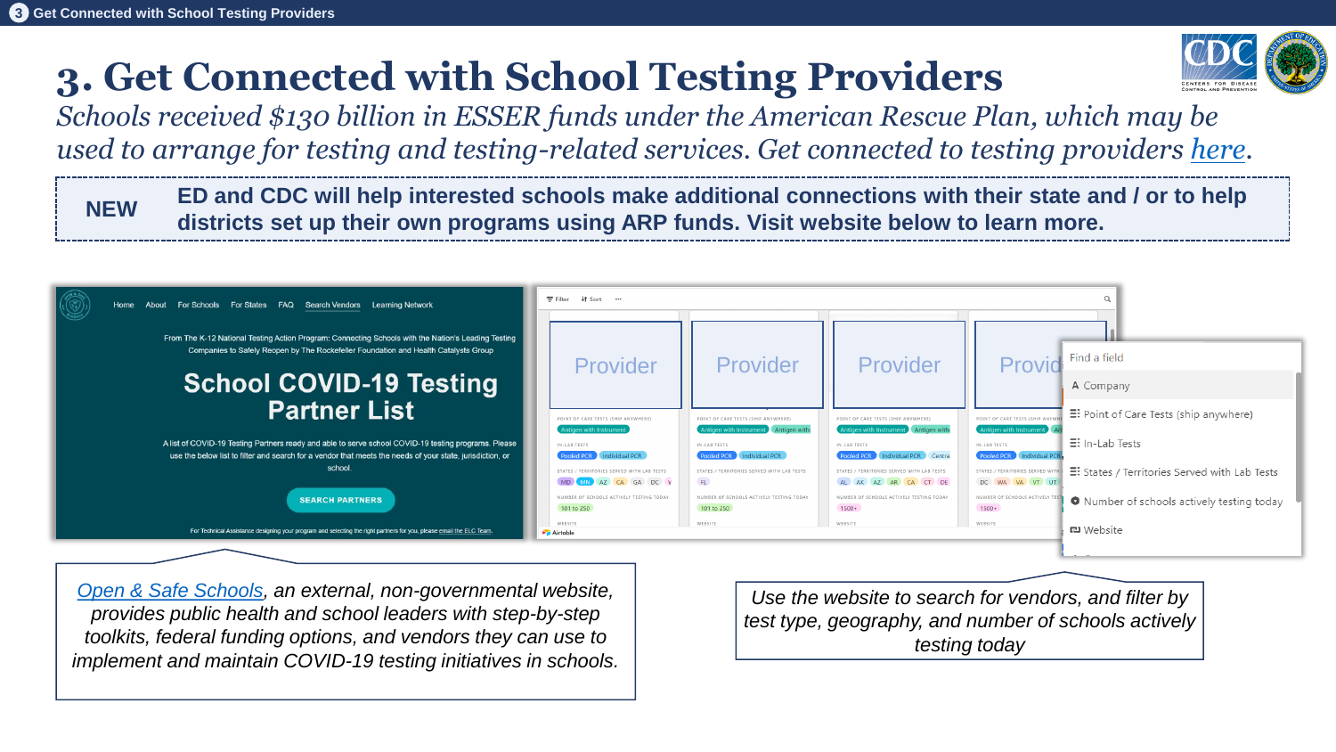# 3. Get Connected with School Testing Providers

*Schools received $130 billion in ESSER funds under the American Rescue Plan, which may be used to arrange for testing and testing-related services. Get connected to testing providers here.*

**NEW** **ED and CDC will help interested schools make additional connections with their state and / or to help districts set up their own programs using ARP funds. Visit website below to learn more.**

*Open & Safe Schools, an external, non-governmental website, provides public health and school leaders with step-by-step toolkits, federal funding options, and vendors they can use to implement and maintain COVID-19 testing initiatives in schools.*

*Use the website to search for vendors, and filter by test type, geography, and number of schools actively testing today*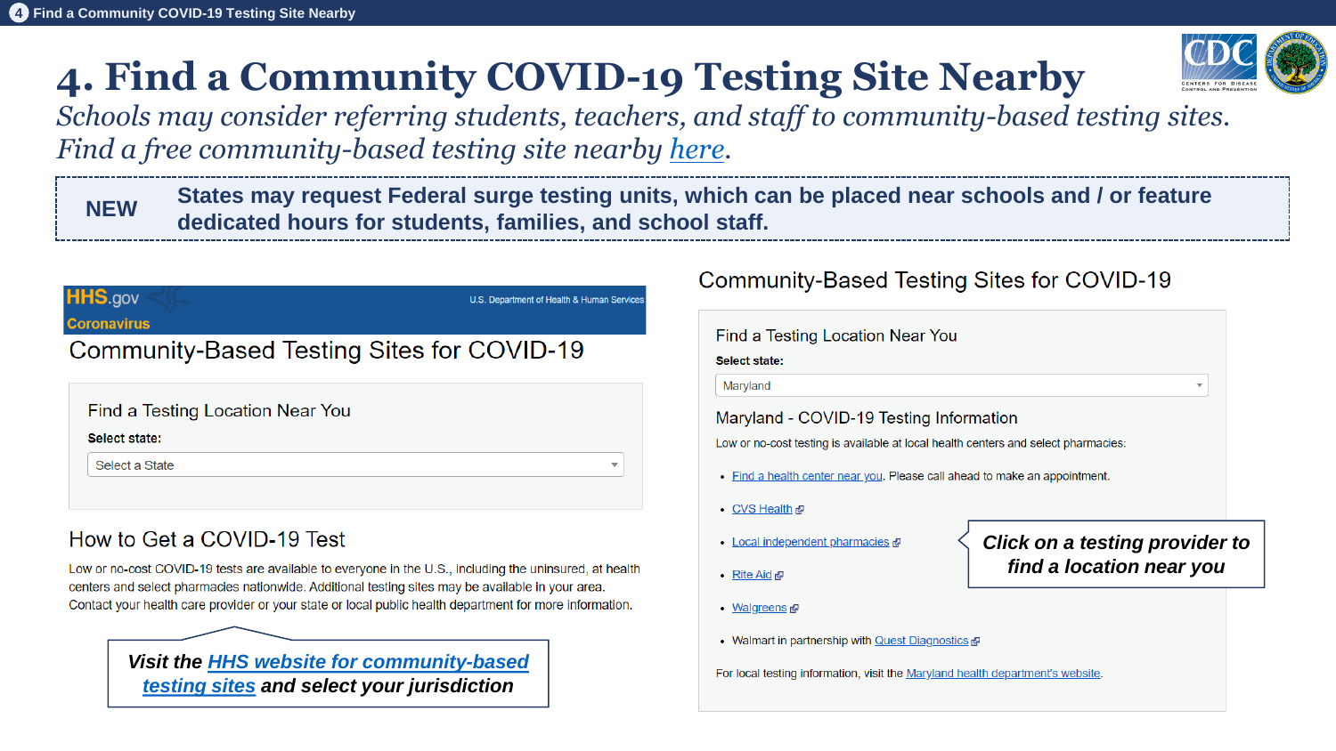# 4. Find a Community COVID-19 Testing Site Nearby

*Schools may consider referring students, teachers, and staff to community-based testing sites. Find a free community-based testing site nearby here.*

**NEW** — **States may request Federal surge testing units, which can be placed near schools and / or feature dedicated hours for students, families, and school staff.**

HHS.gov
Coronavirus
U.S. Department of Health & Human Services

## Community-Based Testing Sites for COVID-19

### Find a Testing Location Near You

**Select state:**

Select a State

### How to Get a COVID-19 Test

Low or no-cost COVID-19 tests are available to everyone in the U.S., including the uninsured, at health centers and select pharmacies nationwide. Additional testing sites may be available in your area. Contact your health care provider or your state or local public health department for more information.

***Visit the HHS website for community-based testing sites and select your jurisdiction***

## Community-Based Testing Sites for COVID-19

### Find a Testing Location Near You

**Select state:**

Maryland

### Maryland - COVID-19 Testing Information

Low or no-cost testing is available at local health centers and select pharmacies:

- Find a health center near you. Please call ahead to make an appointment.
- CVS Health
- Local independent pharmacies
- Rite Aid
- Walgreens
- Walmart in partnership with Quest Diagnostics

For local testing information, visit the Maryland health department's website.

***Click on a testing provider to find a location near you***